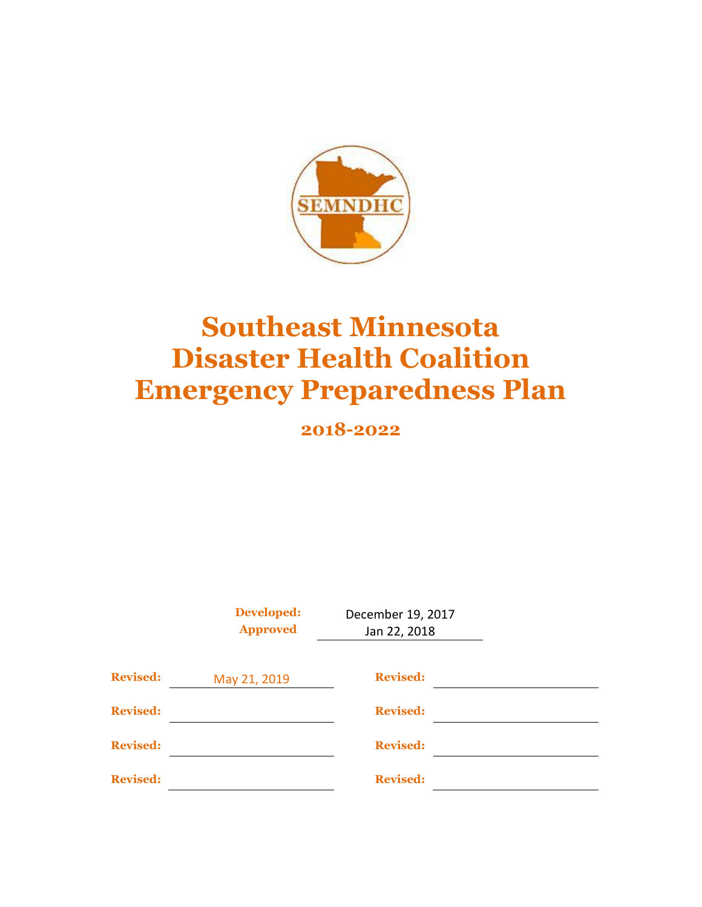SEMNDHC

# Southeast Minnesota Disaster Health Coalition Emergency Preparedness Plan

## 2018-2022

**Developed:** December 19, 2017
**Approved** Jan 22, 2018

| | | | |
|---|---|---|---|
| **Revised:** | May 21, 2019 | **Revised:** | |
| **Revised:** | | **Revised:** | |
| **Revised:** | | **Revised:** | |
| **Revised:** | | **Revised:** | |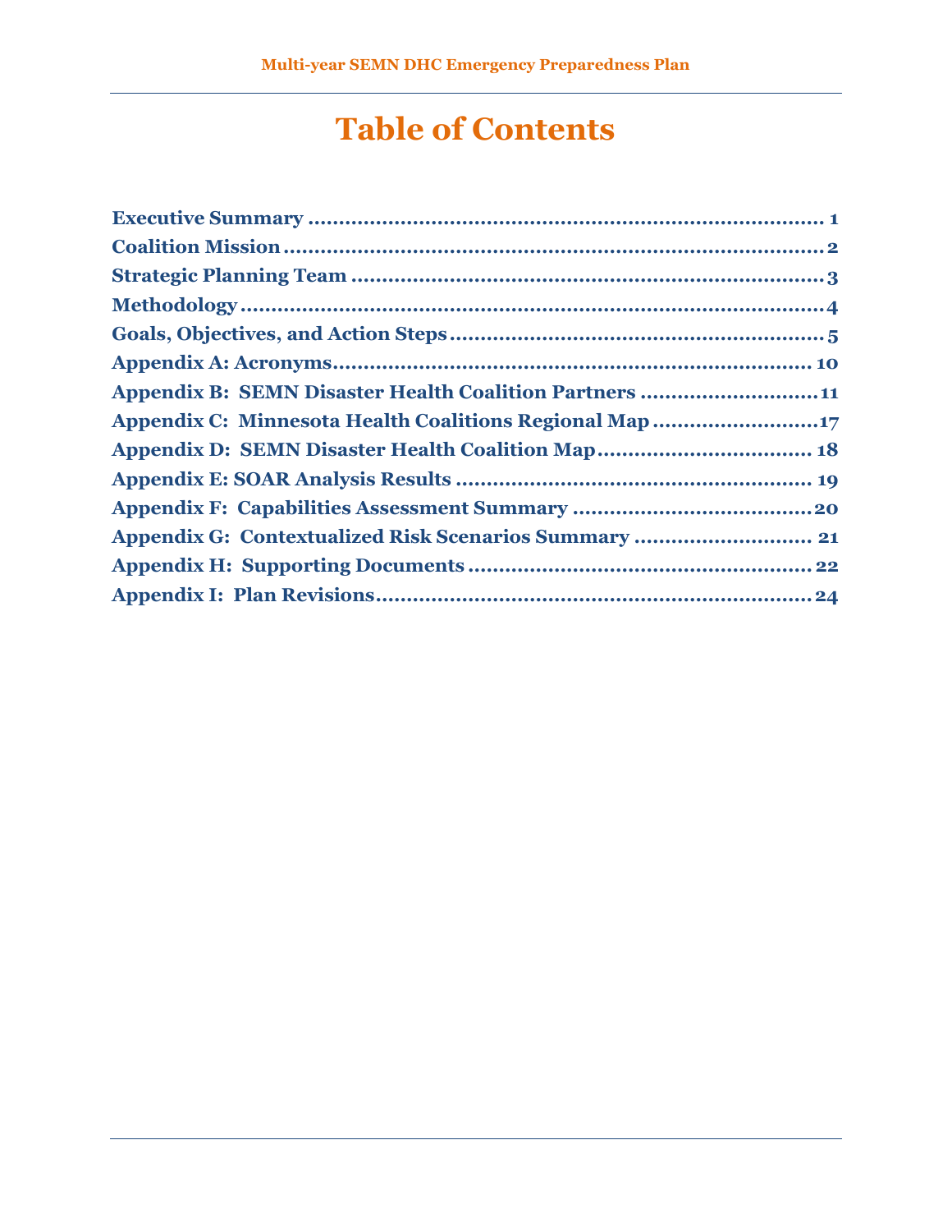# Table of Contents

Executive Summary ........................................................................ 1
Coalition Mission ........................................................................ 2
Strategic Planning Team ........................................................................ 3
Methodology ........................................................................ 4
Goals, Objectives, and Action Steps ........................................................................ 5
Appendix A: Acronyms ........................................................................ 10
Appendix B: SEMN Disaster Health Coalition Partners ........................................ 11
Appendix C: Minnesota Health Coalitions Regional Map ........................................ 17
Appendix D: SEMN Disaster Health Coalition Map ........................................ 18
Appendix E: SOAR Analysis Results ........................................................................ 19
Appendix F: Capabilities Assessment Summary ........................................ 20
Appendix G: Contextualized Risk Scenarios Summary ........................................ 21
Appendix H: Supporting Documents ........................................................................ 22
Appendix I: Plan Revisions ........................................................................ 24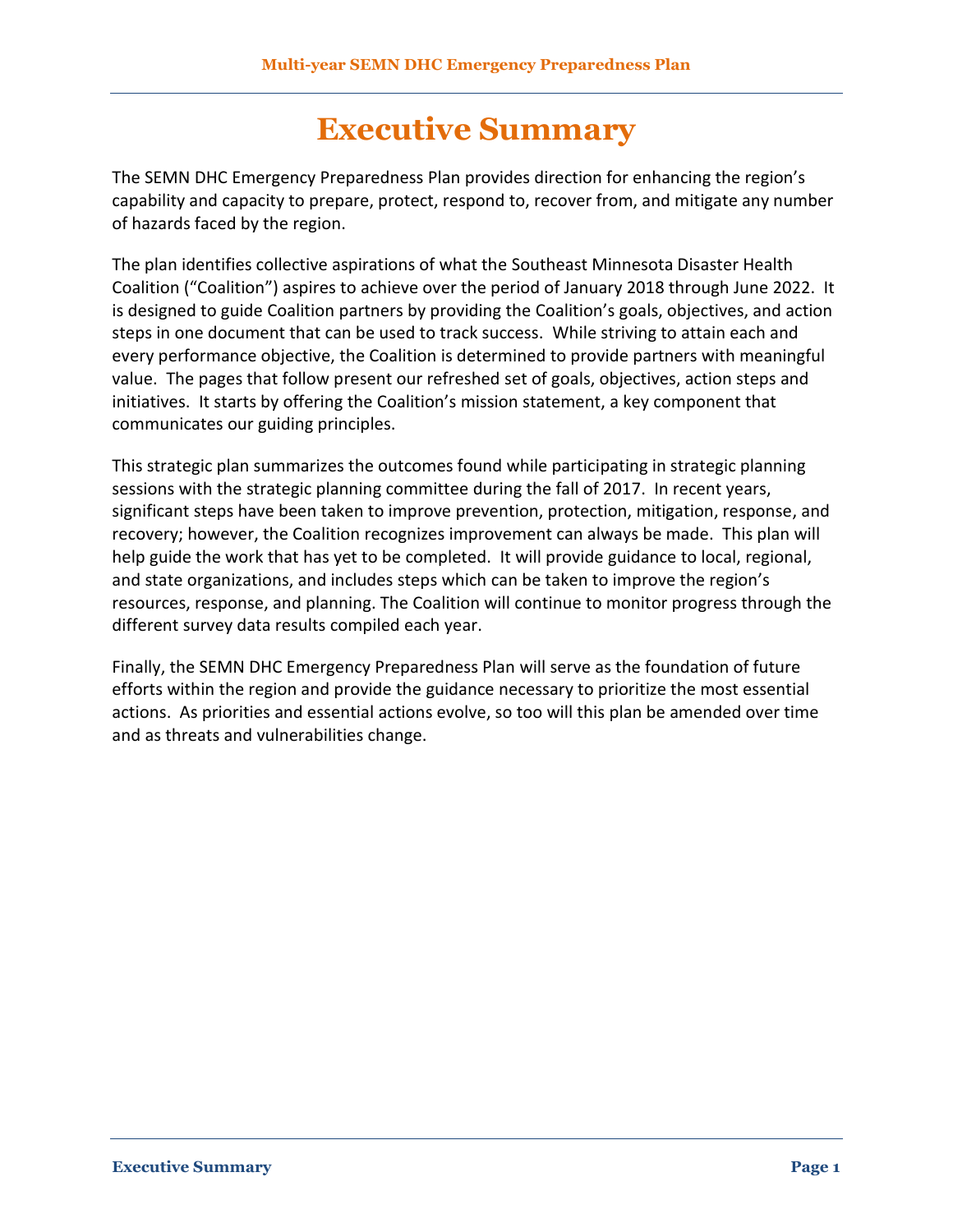# Executive Summary

The SEMN DHC Emergency Preparedness Plan provides direction for enhancing the region's capability and capacity to prepare, protect, respond to, recover from, and mitigate any number of hazards faced by the region.

The plan identifies collective aspirations of what the Southeast Minnesota Disaster Health Coalition ("Coalition") aspires to achieve over the period of January 2018 through June 2022. It is designed to guide Coalition partners by providing the Coalition's goals, objectives, and action steps in one document that can be used to track success. While striving to attain each and every performance objective, the Coalition is determined to provide partners with meaningful value. The pages that follow present our refreshed set of goals, objectives, action steps and initiatives. It starts by offering the Coalition's mission statement, a key component that communicates our guiding principles.

This strategic plan summarizes the outcomes found while participating in strategic planning sessions with the strategic planning committee during the fall of 2017. In recent years, significant steps have been taken to improve prevention, protection, mitigation, response, and recovery; however, the Coalition recognizes improvement can always be made. This plan will help guide the work that has yet to be completed. It will provide guidance to local, regional, and state organizations, and includes steps which can be taken to improve the region's resources, response, and planning. The Coalition will continue to monitor progress through the different survey data results compiled each year.

Finally, the SEMN DHC Emergency Preparedness Plan will serve as the foundation of future efforts within the region and provide the guidance necessary to prioritize the most essential actions. As priorities and essential actions evolve, so too will this plan be amended over time and as threats and vulnerabilities change.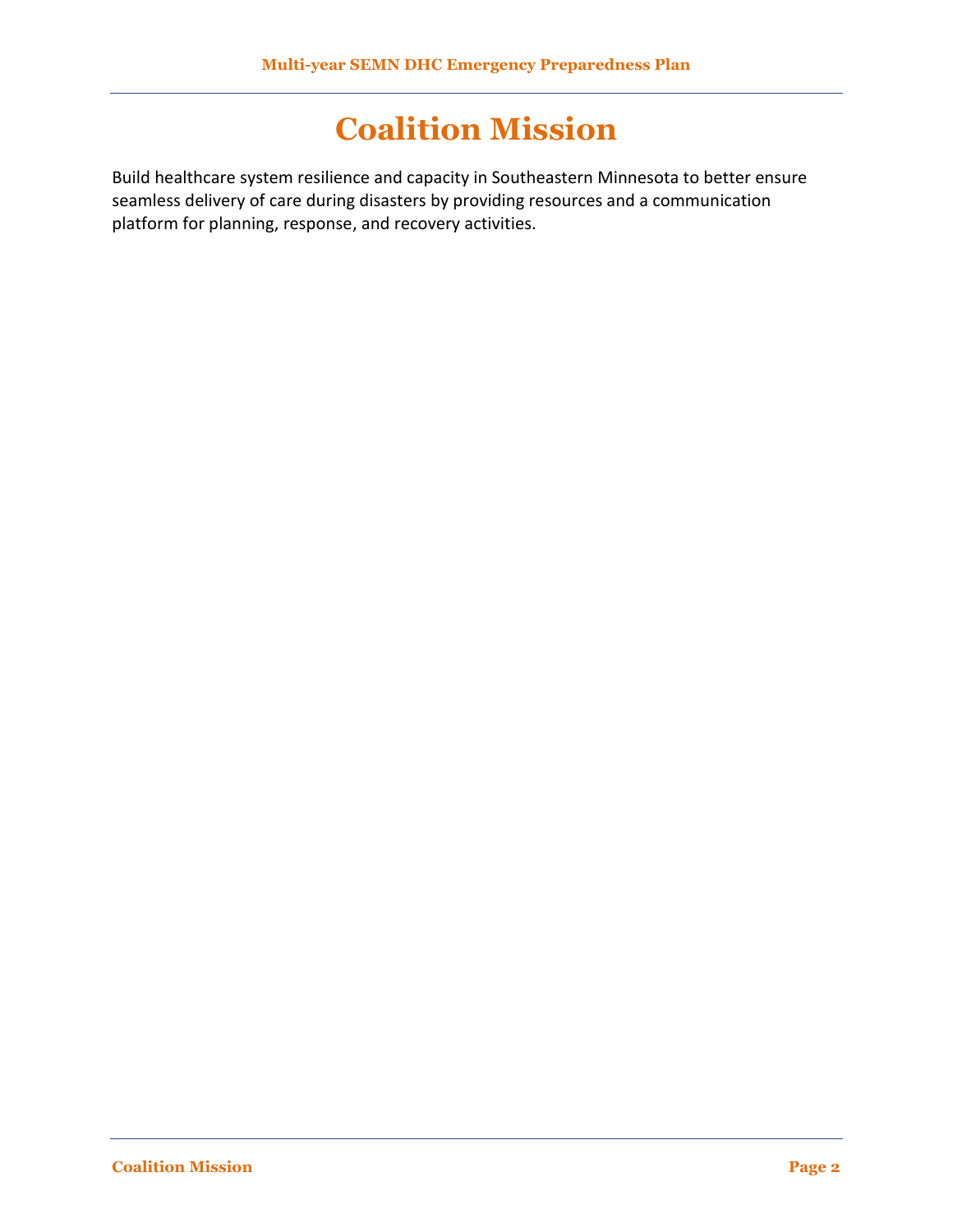# Coalition Mission

Build healthcare system resilience and capacity in Southeastern Minnesota to better ensure seamless delivery of care during disasters by providing resources and a communication platform for planning, response, and recovery activities.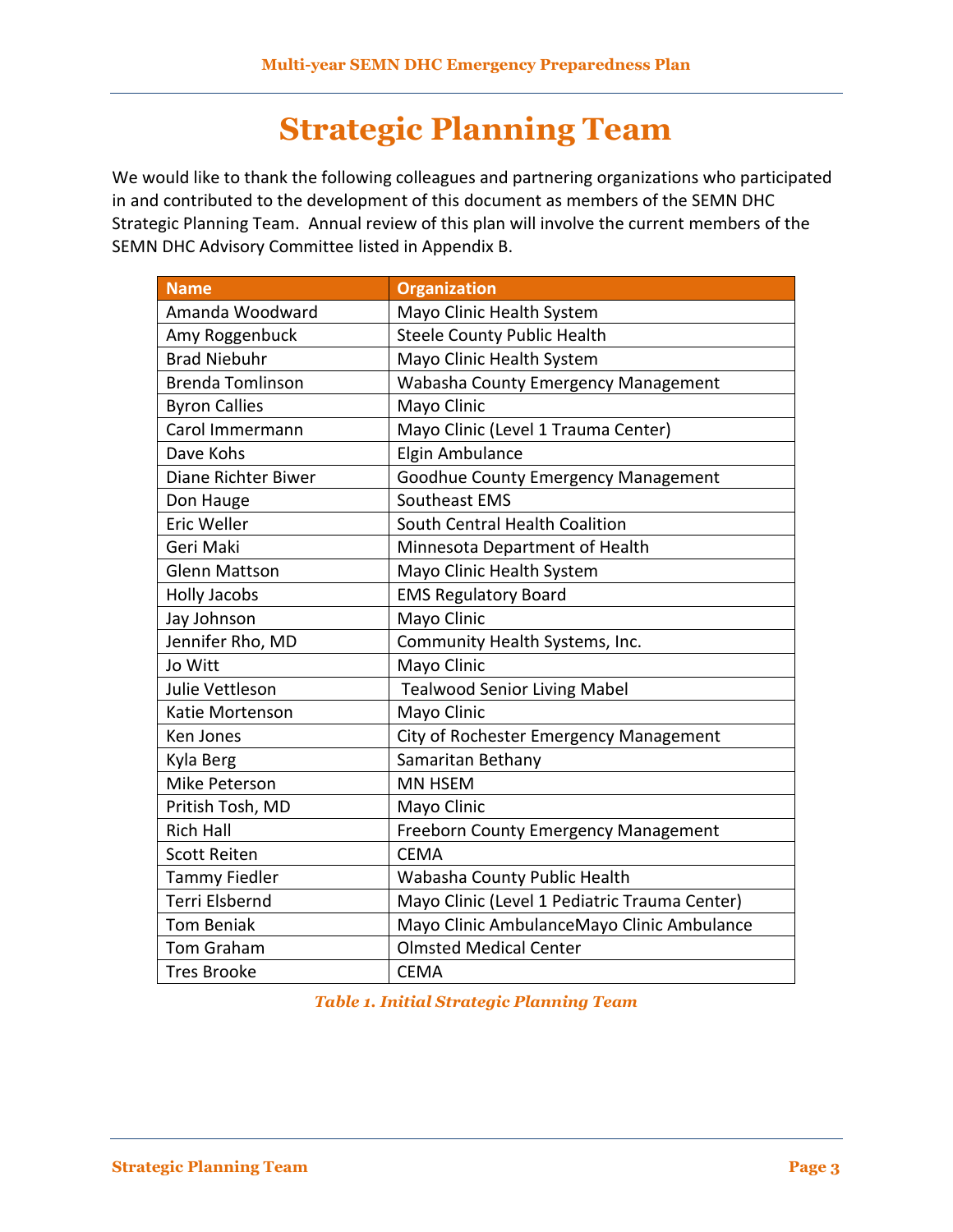# Strategic Planning Team

We would like to thank the following colleagues and partnering organizations who participated in and contributed to the development of this document as members of the SEMN DHC Strategic Planning Team. Annual review of this plan will involve the current members of the SEMN DHC Advisory Committee listed in Appendix B.

| Name | Organization |
|---|---|
| Amanda Woodward | Mayo Clinic Health System |
| Amy Roggenbuck | Steele County Public Health |
| Brad Niebuhr | Mayo Clinic Health System |
| Brenda Tomlinson | Wabasha County Emergency Management |
| Byron Callies | Mayo Clinic |
| Carol Immermann | Mayo Clinic (Level 1 Trauma Center) |
| Dave Kohs | Elgin Ambulance |
| Diane Richter Biwer | Goodhue County Emergency Management |
| Don Hauge | Southeast EMS |
| Eric Weller | South Central Health Coalition |
| Geri Maki | Minnesota Department of Health |
| Glenn Mattson | Mayo Clinic Health System |
| Holly Jacobs | EMS Regulatory Board |
| Jay Johnson | Mayo Clinic |
| Jennifer Rho, MD | Community Health Systems, Inc. |
| Jo Witt | Mayo Clinic |
| Julie Vettleson | Tealwood Senior Living Mabel |
| Katie Mortenson | Mayo Clinic |
| Ken Jones | City of Rochester Emergency Management |
| Kyla Berg | Samaritan Bethany |
| Mike Peterson | MN HSEM |
| Pritish Tosh, MD | Mayo Clinic |
| Rich Hall | Freeborn County Emergency Management |
| Scott Reiten | CEMA |
| Tammy Fiedler | Wabasha County Public Health |
| Terri Elsbernd | Mayo Clinic (Level 1 Pediatric Trauma Center) |
| Tom Beniak | Mayo Clinic AmbulanceMayo Clinic Ambulance |
| Tom Graham | Olmsted Medical Center |
| Tres Brooke | CEMA |

*Table 1. Initial Strategic Planning Team*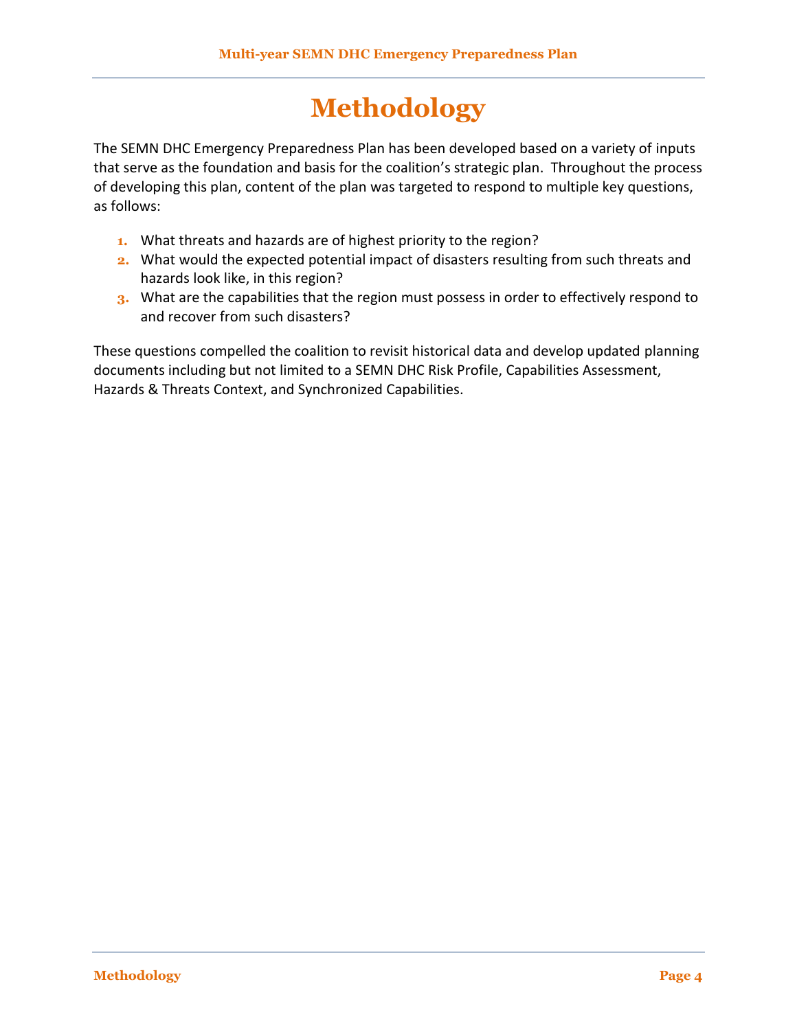# Methodology

The SEMN DHC Emergency Preparedness Plan has been developed based on a variety of inputs that serve as the foundation and basis for the coalition's strategic plan. Throughout the process of developing this plan, content of the plan was targeted to respond to multiple key questions, as follows:

1. What threats and hazards are of highest priority to the region?
2. What would the expected potential impact of disasters resulting from such threats and hazards look like, in this region?
3. What are the capabilities that the region must possess in order to effectively respond to and recover from such disasters?

These questions compelled the coalition to revisit historical data and develop updated planning documents including but not limited to a SEMN DHC Risk Profile, Capabilities Assessment, Hazards & Threats Context, and Synchronized Capabilities.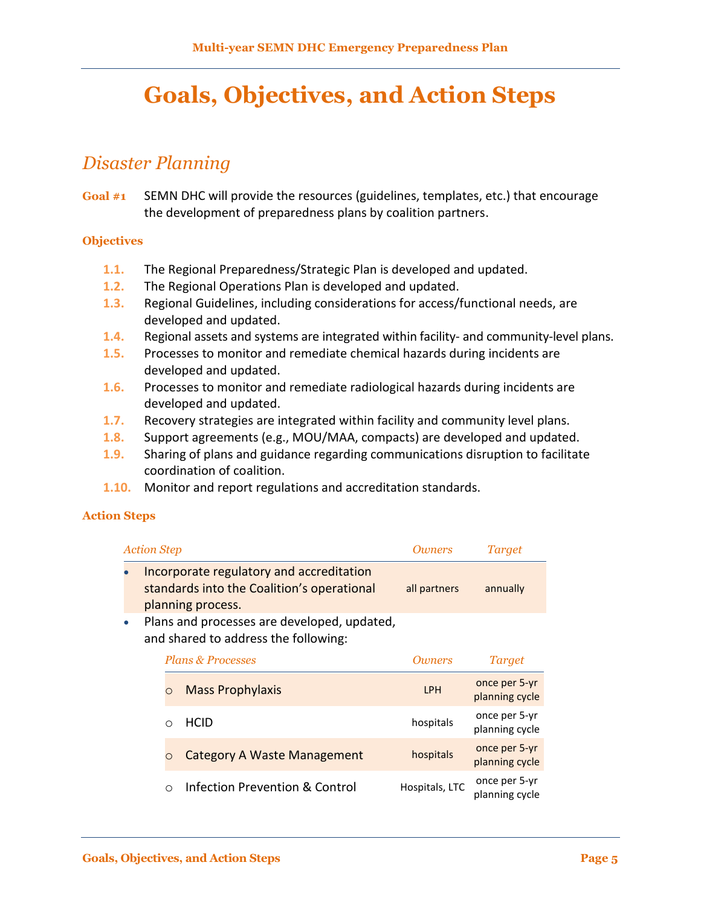# Goals, Objectives, and Action Steps

## *Disaster Planning*

**Goal #1** SEMN DHC will provide the resources (guidelines, templates, etc.) that encourage the development of preparedness plans by coalition partners.

### Objectives

- **1.1.** The Regional Preparedness/Strategic Plan is developed and updated.
- **1.2.** The Regional Operations Plan is developed and updated.
- **1.3.** Regional Guidelines, including considerations for access/functional needs, are developed and updated.
- **1.4.** Regional assets and systems are integrated within facility- and community-level plans.
- **1.5.** Processes to monitor and remediate chemical hazards during incidents are developed and updated.
- **1.6.** Processes to monitor and remediate radiological hazards during incidents are developed and updated.
- **1.7.** Recovery strategies are integrated within facility and community level plans.
- **1.8.** Support agreements (e.g., MOU/MAA, compacts) are developed and updated.
- **1.9.** Sharing of plans and guidance regarding communications disruption to facilitate coordination of coalition.
- **1.10.** Monitor and report regulations and accreditation standards.

### Action Steps

| *Action Step* | *Owners* | *Target* |
|---|---|---|
| • Incorporate regulatory and accreditation standards into the Coalition's operational planning process. | all partners | annually |
| • Plans and processes are developed, updated, and shared to address the following: | | |

| *Plans & Processes* | *Owners* | *Target* |
|---|---|---|
| ○ Mass Prophylaxis | LPH | once per 5-yr planning cycle |
| ○ HCID | hospitals | once per 5-yr planning cycle |
| ○ Category A Waste Management | hospitals | once per 5-yr planning cycle |
| ○ Infection Prevention & Control | Hospitals, LTC | once per 5-yr planning cycle |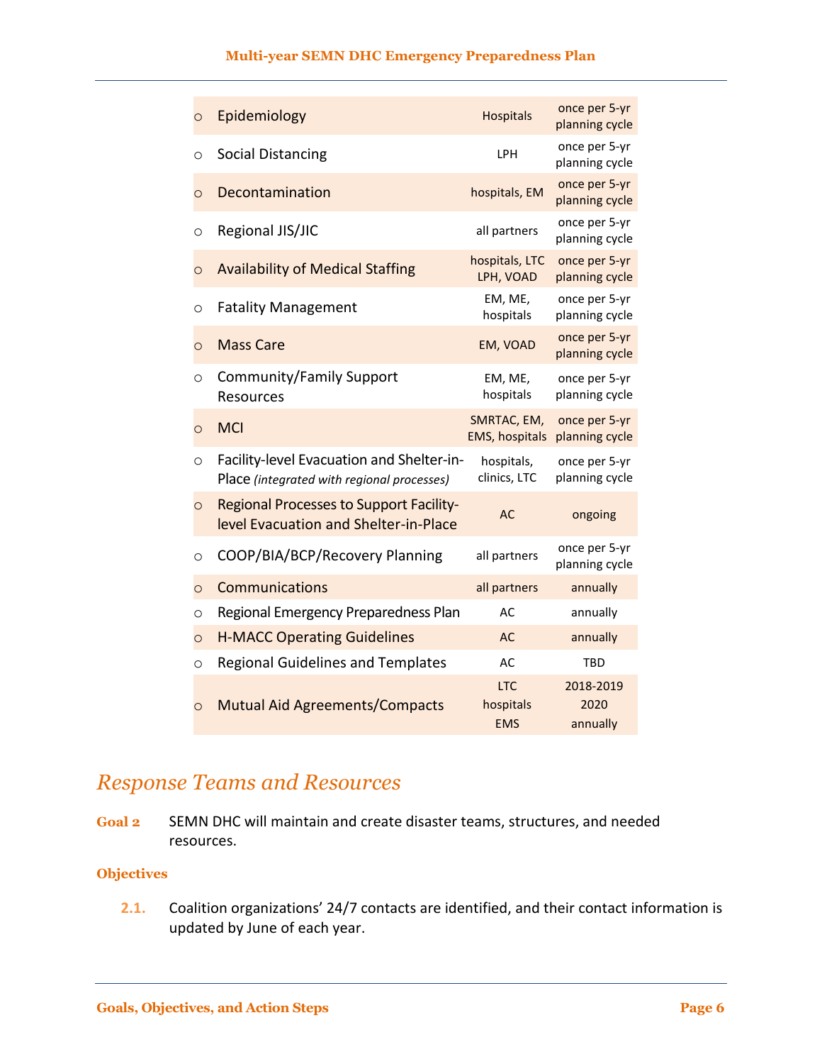| | | |
|---|---|---|
| ○ Epidemiology | Hospitals | once per 5-yr planning cycle |
| ○ Social Distancing | LPH | once per 5-yr planning cycle |
| ○ Decontamination | hospitals, EM | once per 5-yr planning cycle |
| ○ Regional JIS/JIC | all partners | once per 5-yr planning cycle |
| ○ Availability of Medical Staffing | hospitals, LTC LPH, VOAD | once per 5-yr planning cycle |
| ○ Fatality Management | EM, ME, hospitals | once per 5-yr planning cycle |
| ○ Mass Care | EM, VOAD | once per 5-yr planning cycle |
| ○ Community/Family Support Resources | EM, ME, hospitals | once per 5-yr planning cycle |
| ○ MCI | SMRTAC, EM, EMS, hospitals | once per 5-yr planning cycle |
| ○ Facility-level Evacuation and Shelter-in-Place *(integrated with regional processes)* | hospitals, clinics, LTC | once per 5-yr planning cycle |
| ○ Regional Processes to Support Facility-level Evacuation and Shelter-in-Place | AC | ongoing |
| ○ COOP/BIA/BCP/Recovery Planning | all partners | once per 5-yr planning cycle |
| ○ Communications | all partners | annually |
| ○ Regional Emergency Preparedness Plan | AC | annually |
| ○ H-MACC Operating Guidelines | AC | annually |
| ○ Regional Guidelines and Templates | AC | TBD |
| ○ Mutual Aid Agreements/Compacts | LTC<br>hospitals<br>EMS | 2018-2019<br>2020<br>annually |

## *Response Teams and Resources*

**Goal 2** SEMN DHC will maintain and create disaster teams, structures, and needed resources.

**Objectives**

**2.1.** Coalition organizations' 24/7 contacts are identified, and their contact information is updated by June of each year.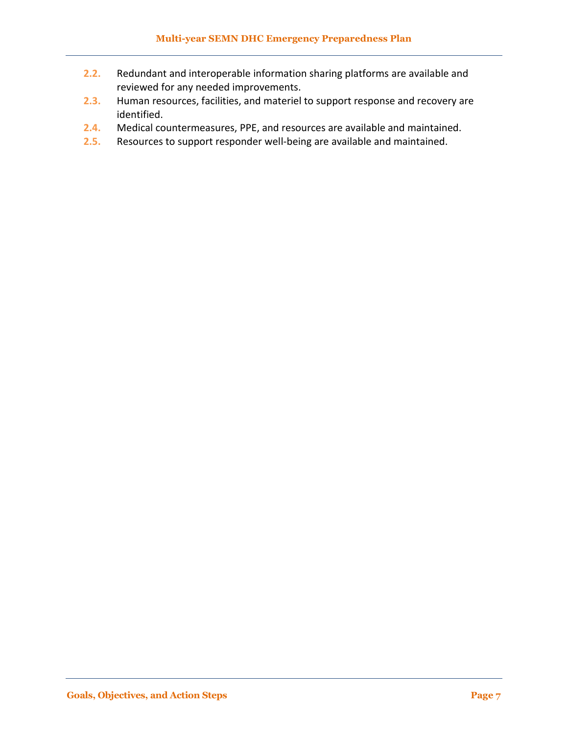2.2. Redundant and interoperable information sharing platforms are available and reviewed for any needed improvements.

2.3. Human resources, facilities, and materiel to support response and recovery are identified.

2.4. Medical countermeasures, PPE, and resources are available and maintained.

2.5. Resources to support responder well-being are available and maintained.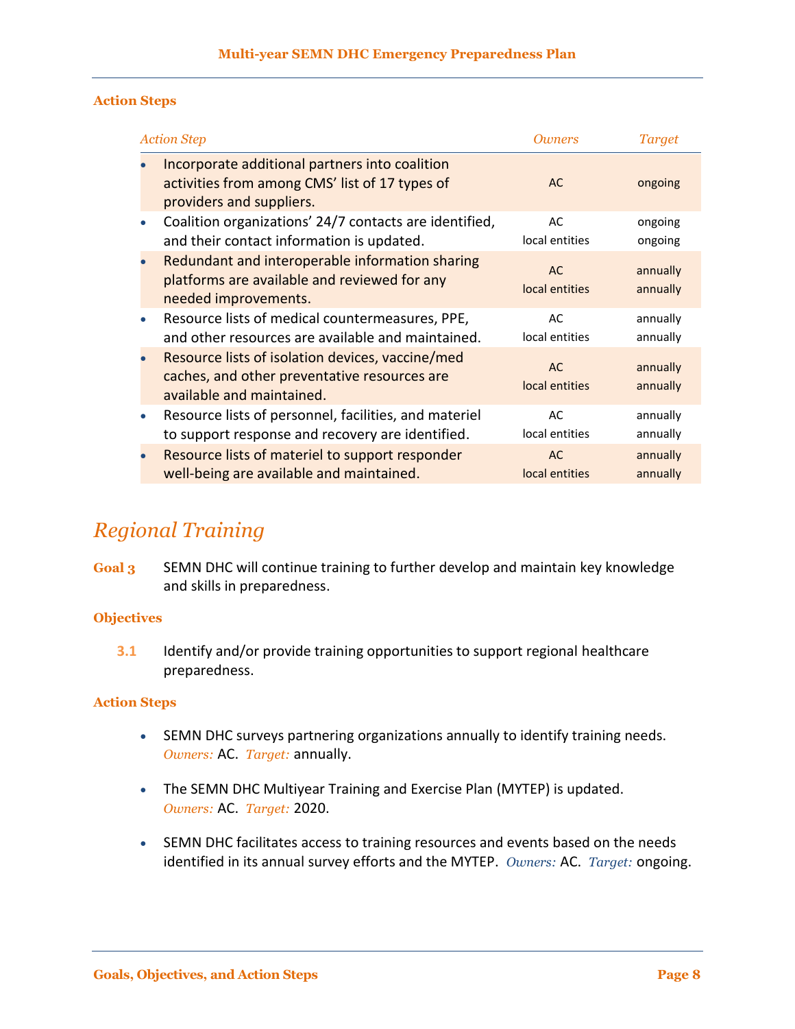### Action Steps

| Action Step | Owners | Target |
|---|---|---|
| • Incorporate additional partners into coalition activities from among CMS' list of 17 types of providers and suppliers. | AC | ongoing |
| • Coalition organizations' 24/7 contacts are identified, and their contact information is updated. | AC<br>local entities | ongoing<br>ongoing |
| • Redundant and interoperable information sharing platforms are available and reviewed for any needed improvements. | AC<br>local entities | annually<br>annually |
| • Resource lists of medical countermeasures, PPE, and other resources are available and maintained. | AC<br>local entities | annually<br>annually |
| • Resource lists of isolation devices, vaccine/med caches, and other preventative resources are available and maintained. | AC<br>local entities | annually<br>annually |
| • Resource lists of personnel, facilities, and materiel to support response and recovery are identified. | AC<br>local entities | annually<br>annually |
| • Resource lists of materiel to support responder well-being are available and maintained. | AC<br>local entities | annually<br>annually |

## Regional Training

**Goal 3** SEMN DHC will continue training to further develop and maintain key knowledge and skills in preparedness.

### Objectives

**3.1** Identify and/or provide training opportunities to support regional healthcare preparedness.

### Action Steps

- SEMN DHC surveys partnering organizations annually to identify training needs. *Owners:* AC. *Target:* annually.
- The SEMN DHC Multiyear Training and Exercise Plan (MYTEP) is updated. *Owners:* AC. *Target:* 2020.
- SEMN DHC facilitates access to training resources and events based on the needs identified in its annual survey efforts and the MYTEP. *Owners:* AC. *Target:* ongoing.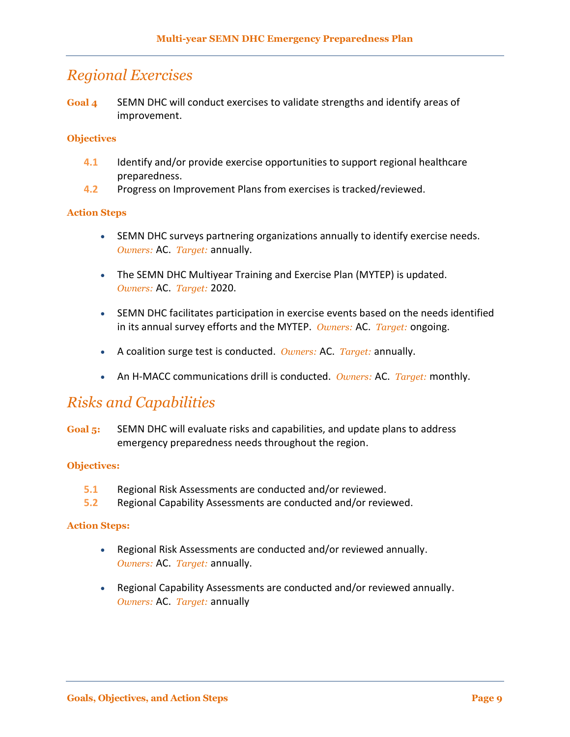## *Regional Exercises*

**Goal 4** SEMN DHC will conduct exercises to validate strengths and identify areas of improvement.

**Objectives**

- **4.1** Identify and/or provide exercise opportunities to support regional healthcare preparedness.
- **4.2** Progress on Improvement Plans from exercises is tracked/reviewed.

**Action Steps**

- SEMN DHC surveys partnering organizations annually to identify exercise needs. *Owners:* AC. *Target:* annually.

- The SEMN DHC Multiyear Training and Exercise Plan (MYTEP) is updated. *Owners:* AC. *Target:* 2020.

- SEMN DHC facilitates participation in exercise events based on the needs identified in its annual survey efforts and the MYTEP. *Owners:* AC. *Target:* ongoing.

- A coalition surge test is conducted. *Owners:* AC. *Target:* annually.

- An H-MACC communications drill is conducted. *Owners:* AC. *Target:* monthly.

## *Risks and Capabilities*

**Goal 5:** SEMN DHC will evaluate risks and capabilities, and update plans to address emergency preparedness needs throughout the region.

**Objectives:**

- **5.1** Regional Risk Assessments are conducted and/or reviewed.
- **5.2** Regional Capability Assessments are conducted and/or reviewed.

**Action Steps:**

- Regional Risk Assessments are conducted and/or reviewed annually. *Owners:* AC. *Target:* annually.

- Regional Capability Assessments are conducted and/or reviewed annually. *Owners:* AC. *Target:* annually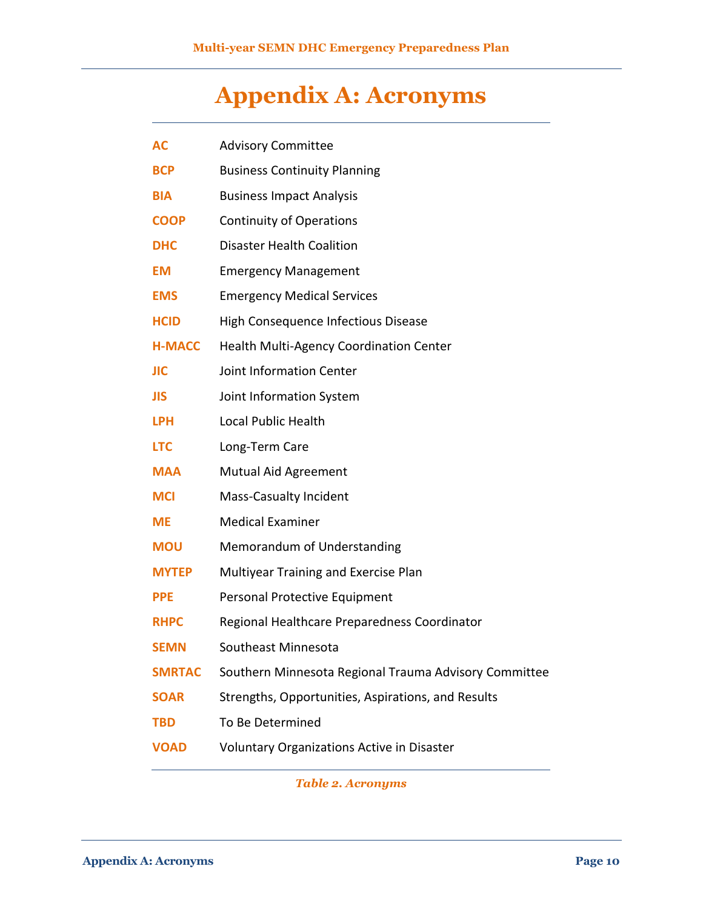# Appendix A: Acronyms

| | |
|---|---|
| **AC** | Advisory Committee |
| **BCP** | Business Continuity Planning |
| **BIA** | Business Impact Analysis |
| **COOP** | Continuity of Operations |
| **DHC** | Disaster Health Coalition |
| **EM** | Emergency Management |
| **EMS** | Emergency Medical Services |
| **HCID** | High Consequence Infectious Disease |
| **H-MACC** | Health Multi-Agency Coordination Center |
| **JIC** | Joint Information Center |
| **JIS** | Joint Information System |
| **LPH** | Local Public Health |
| **LTC** | Long-Term Care |
| **MAA** | Mutual Aid Agreement |
| **MCI** | Mass-Casualty Incident |
| **ME** | Medical Examiner |
| **MOU** | Memorandum of Understanding |
| **MYTEP** | Multiyear Training and Exercise Plan |
| **PPE** | Personal Protective Equipment |
| **RHPC** | Regional Healthcare Preparedness Coordinator |
| **SEMN** | Southeast Minnesota |
| **SMRTAC** | Southern Minnesota Regional Trauma Advisory Committee |
| **SOAR** | Strengths, Opportunities, Aspirations, and Results |
| **TBD** | To Be Determined |
| **VOAD** | Voluntary Organizations Active in Disaster |

*Table 2. Acronyms*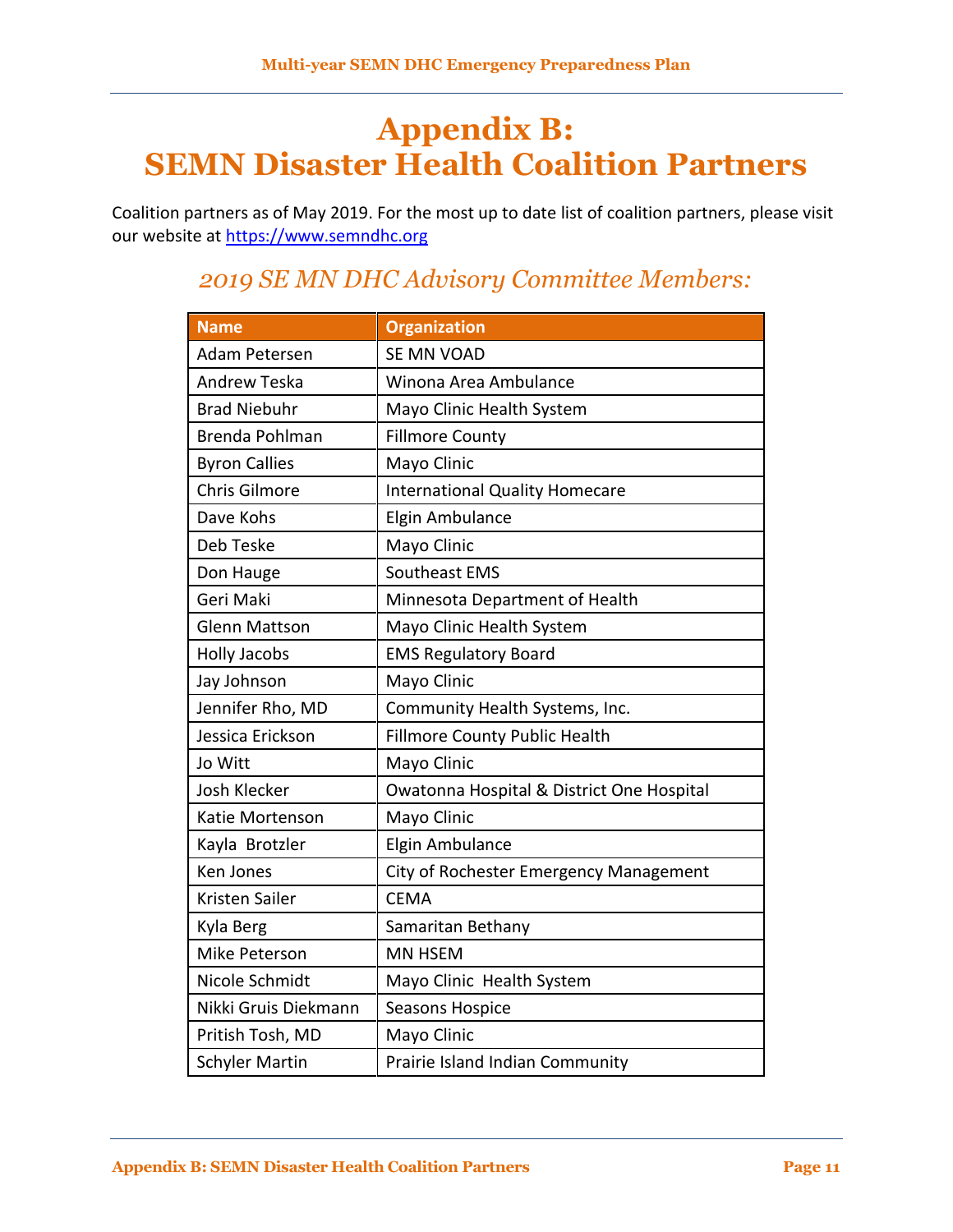# Appendix B: SEMN Disaster Health Coalition Partners

Coalition partners as of May 2019. For the most up to date list of coalition partners, please visit our website at https://www.semndhc.org

## *2019 SE MN DHC Advisory Committee Members:*

| Name | Organization |
|---|---|
| Adam Petersen | SE MN VOAD |
| Andrew Teska | Winona Area Ambulance |
| Brad Niebuhr | Mayo Clinic Health System |
| Brenda Pohlman | Fillmore County |
| Byron Callies | Mayo Clinic |
| Chris Gilmore | International Quality Homecare |
| Dave Kohs | Elgin Ambulance |
| Deb Teske | Mayo Clinic |
| Don Hauge | Southeast EMS |
| Geri Maki | Minnesota Department of Health |
| Glenn Mattson | Mayo Clinic Health System |
| Holly Jacobs | EMS Regulatory Board |
| Jay Johnson | Mayo Clinic |
| Jennifer Rho, MD | Community Health Systems, Inc. |
| Jessica Erickson | Fillmore County Public Health |
| Jo Witt | Mayo Clinic |
| Josh Klecker | Owatonna Hospital & District One Hospital |
| Katie Mortenson | Mayo Clinic |
| Kayla Brotzler | Elgin Ambulance |
| Ken Jones | City of Rochester Emergency Management |
| Kristen Sailer | CEMA |
| Kyla Berg | Samaritan Bethany |
| Mike Peterson | MN HSEM |
| Nicole Schmidt | Mayo Clinic Health System |
| Nikki Gruis Diekmann | Seasons Hospice |
| Pritish Tosh, MD | Mayo Clinic |
| Schyler Martin | Prairie Island Indian Community |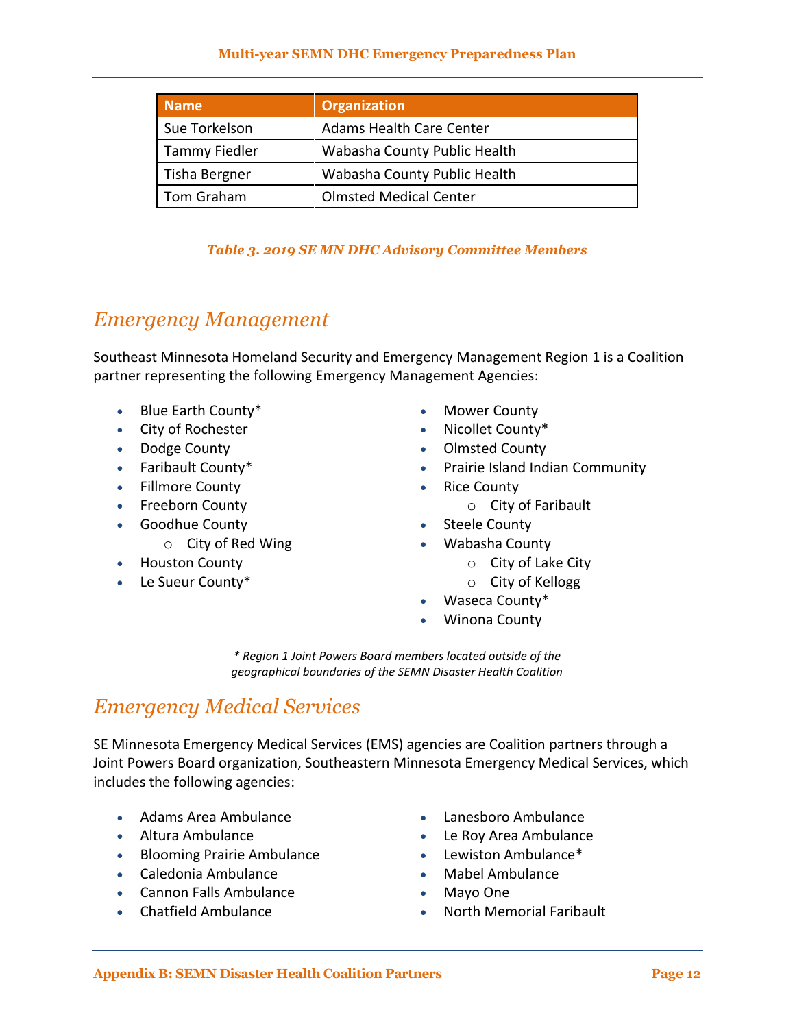| Name | Organization |
| --- | --- |
| Sue Torkelson | Adams Health Care Center |
| Tammy Fiedler | Wabasha County Public Health |
| Tisha Bergner | Wabasha County Public Health |
| Tom Graham | Olmsted Medical Center |

*Table 3. 2019 SE MN DHC Advisory Committee Members*

## Emergency Management

Southeast Minnesota Homeland Security and Emergency Management Region 1 is a Coalition partner representing the following Emergency Management Agencies:

- Blue Earth County*
- City of Rochester
- Dodge County
- Faribault County*
- Fillmore County
- Freeborn County
- Goodhue County
    - City of Red Wing
- Houston County
- Le Sueur County*
- Mower County
- Nicollet County*
- Olmsted County
- Prairie Island Indian Community
- Rice County
    - City of Faribault
- Steele County
- Wabasha County
    - City of Lake City
    - City of Kellogg
- Waseca County*
- Winona County

*\* Region 1 Joint Powers Board members located outside of the geographical boundaries of the SEMN Disaster Health Coalition*

## Emergency Medical Services

SE Minnesota Emergency Medical Services (EMS) agencies are Coalition partners through a Joint Powers Board organization, Southeastern Minnesota Emergency Medical Services, which includes the following agencies:

- Adams Area Ambulance
- Altura Ambulance
- Blooming Prairie Ambulance
- Caledonia Ambulance
- Cannon Falls Ambulance
- Chatfield Ambulance
- Lanesboro Ambulance
- Le Roy Area Ambulance
- Lewiston Ambulance*
- Mabel Ambulance
- Mayo One
- North Memorial Faribault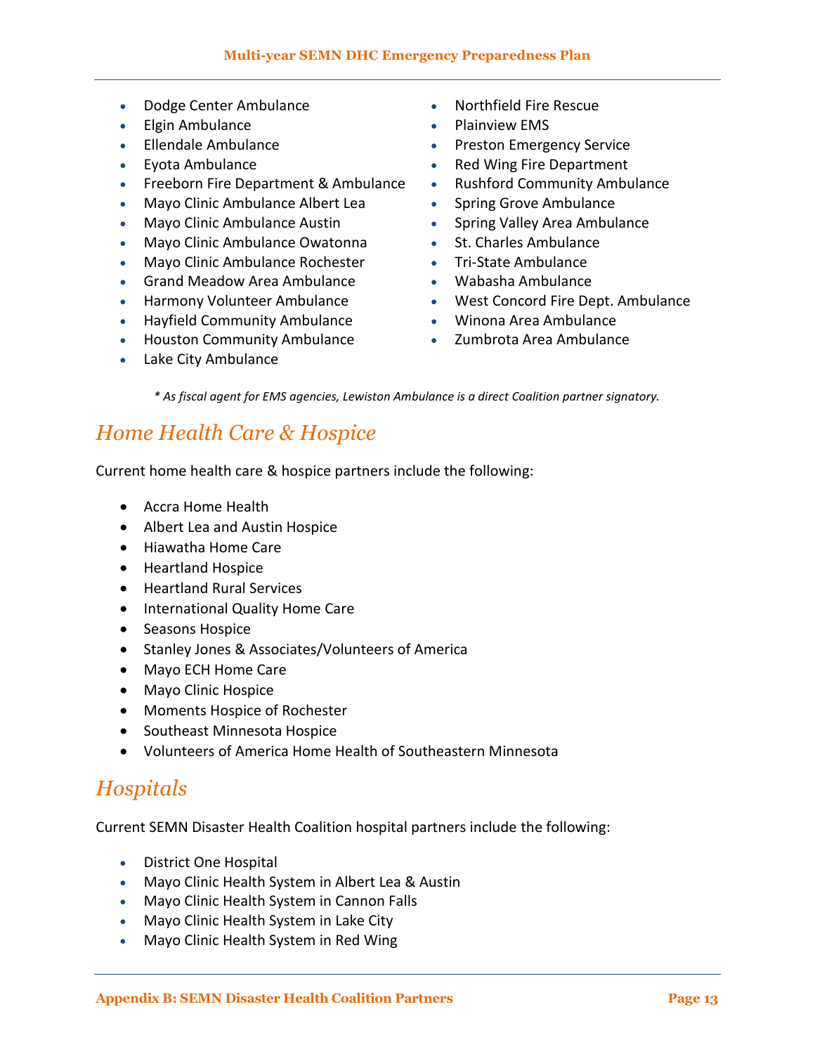- Dodge Center Ambulance
- Elgin Ambulance
- Ellendale Ambulance
- Eyota Ambulance
- Freeborn Fire Department & Ambulance
- Mayo Clinic Ambulance Albert Lea
- Mayo Clinic Ambulance Austin
- Mayo Clinic Ambulance Owatonna
- Mayo Clinic Ambulance Rochester
- Grand Meadow Area Ambulance
- Harmony Volunteer Ambulance
- Hayfield Community Ambulance
- Houston Community Ambulance
- Lake City Ambulance
- Northfield Fire Rescue
- Plainview EMS
- Preston Emergency Service
- Red Wing Fire Department
- Rushford Community Ambulance
- Spring Grove Ambulance
- Spring Valley Area Ambulance
- St. Charles Ambulance
- Tri-State Ambulance
- Wabasha Ambulance
- West Concord Fire Dept. Ambulance
- Winona Area Ambulance
- Zumbrota Area Ambulance

*\* As fiscal agent for EMS agencies, Lewiston Ambulance is a direct Coalition partner signatory.*

## *Home Health Care & Hospice*

Current home health care & hospice partners include the following:

- Accra Home Health
- Albert Lea and Austin Hospice
- Hiawatha Home Care
- Heartland Hospice
- Heartland Rural Services
- International Quality Home Care
- Seasons Hospice
- Stanley Jones & Associates/Volunteers of America
- Mayo ECH Home Care
- Mayo Clinic Hospice
- Moments Hospice of Rochester
- Southeast Minnesota Hospice
- Volunteers of America Home Health of Southeastern Minnesota

## *Hospitals*

Current SEMN Disaster Health Coalition hospital partners include the following:

- District One Hospital
- Mayo Clinic Health System in Albert Lea & Austin
- Mayo Clinic Health System in Cannon Falls
- Mayo Clinic Health System in Lake City
- Mayo Clinic Health System in Red Wing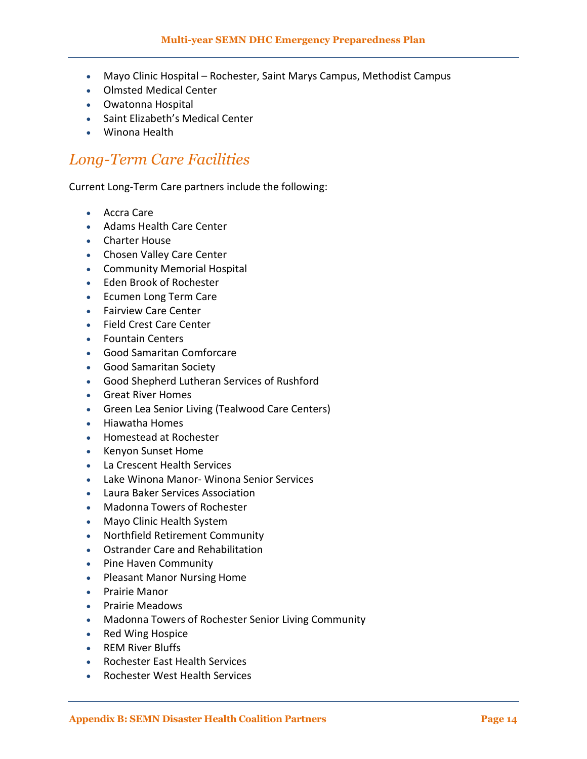- Mayo Clinic Hospital – Rochester, Saint Marys Campus, Methodist Campus
- Olmsted Medical Center
- Owatonna Hospital
- Saint Elizabeth's Medical Center
- Winona Health

## *Long-Term Care Facilities*

Current Long-Term Care partners include the following:

- Accra Care
- Adams Health Care Center
- Charter House
- Chosen Valley Care Center
- Community Memorial Hospital
- Eden Brook of Rochester
- Ecumen Long Term Care
- Fairview Care Center
- Field Crest Care Center
- Fountain Centers
- Good Samaritan Comforcare
- Good Samaritan Society
- Good Shepherd Lutheran Services of Rushford
- Great River Homes
- Green Lea Senior Living (Tealwood Care Centers)
- Hiawatha Homes
- Homestead at Rochester
- Kenyon Sunset Home
- La Crescent Health Services
- Lake Winona Manor- Winona Senior Services
- Laura Baker Services Association
- Madonna Towers of Rochester
- Mayo Clinic Health System
- Northfield Retirement Community
- Ostrander Care and Rehabilitation
- Pine Haven Community
- Pleasant Manor Nursing Home
- Prairie Manor
- Prairie Meadows
- Madonna Towers of Rochester Senior Living Community
- Red Wing Hospice
- REM River Bluffs
- Rochester East Health Services
- Rochester West Health Services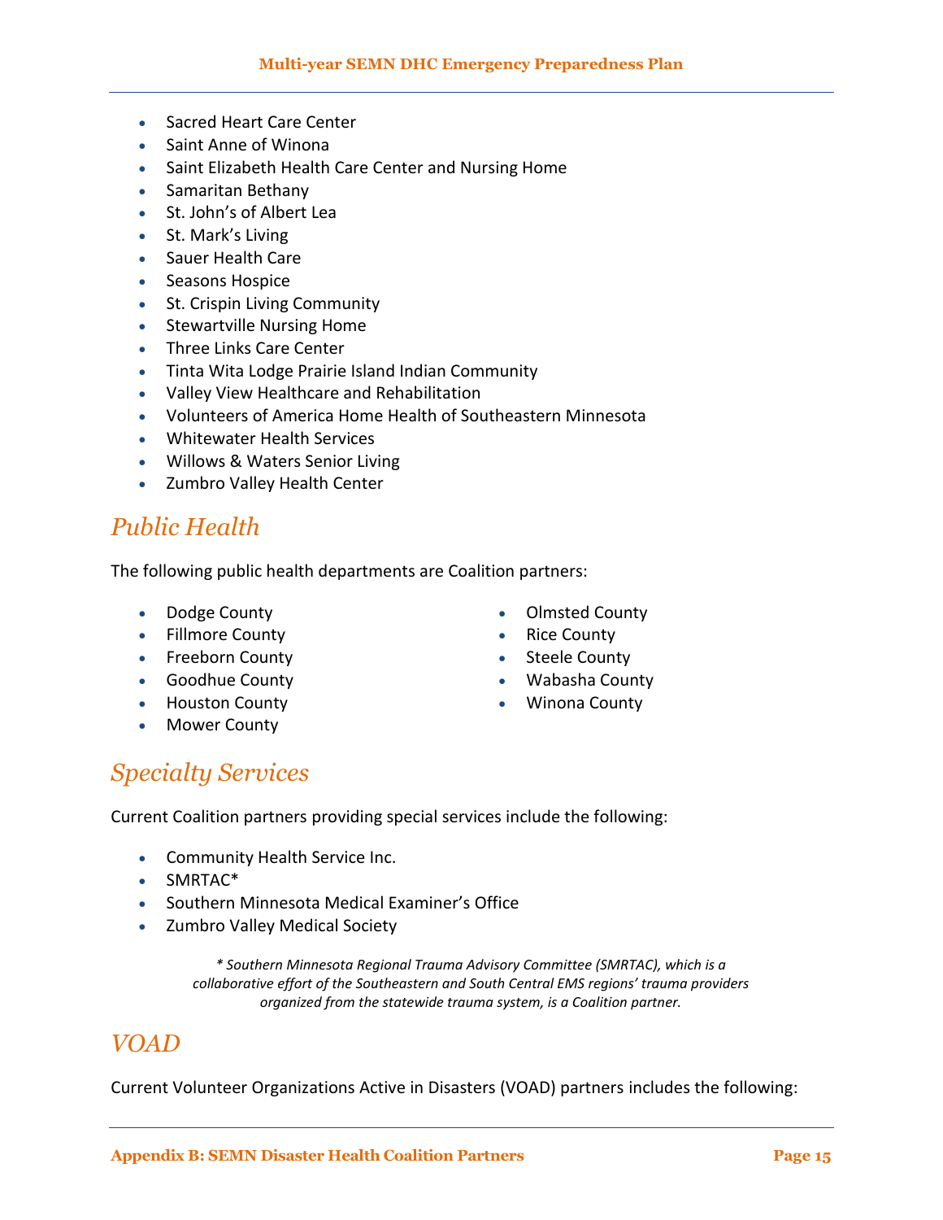- Sacred Heart Care Center
- Saint Anne of Winona
- Saint Elizabeth Health Care Center and Nursing Home
- Samaritan Bethany
- St. John's of Albert Lea
- St. Mark's Living
- Sauer Health Care
- Seasons Hospice
- St. Crispin Living Community
- Stewartville Nursing Home
- Three Links Care Center
- Tinta Wita Lodge Prairie Island Indian Community
- Valley View Healthcare and Rehabilitation
- Volunteers of America Home Health of Southeastern Minnesota
- Whitewater Health Services
- Willows & Waters Senior Living
- Zumbro Valley Health Center

## *Public Health*

The following public health departments are Coalition partners:

- Dodge County
- Fillmore County
- Freeborn County
- Goodhue County
- Houston County
- Mower County
- Olmsted County
- Rice County
- Steele County
- Wabasha County
- Winona County

## *Specialty Services*

Current Coalition partners providing special services include the following:

- Community Health Service Inc.
- SMRTAC*
- Southern Minnesota Medical Examiner's Office
- Zumbro Valley Medical Society

*\* Southern Minnesota Regional Trauma Advisory Committee (SMRTAC), which is a collaborative effort of the Southeastern and South Central EMS regions' trauma providers organized from the statewide trauma system, is a Coalition partner.*

## *VOAD*

Current Volunteer Organizations Active in Disasters (VOAD) partners includes the following: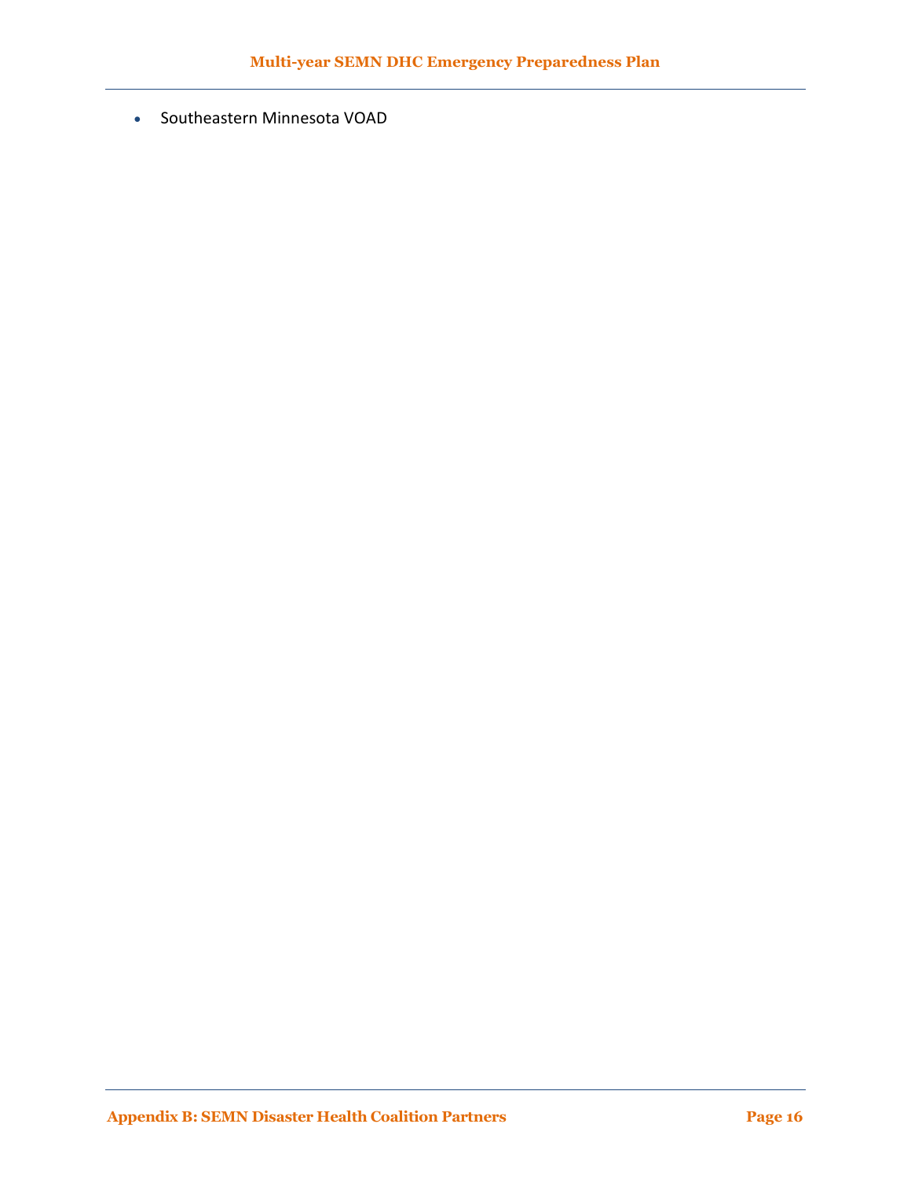- Southeastern Minnesota VOAD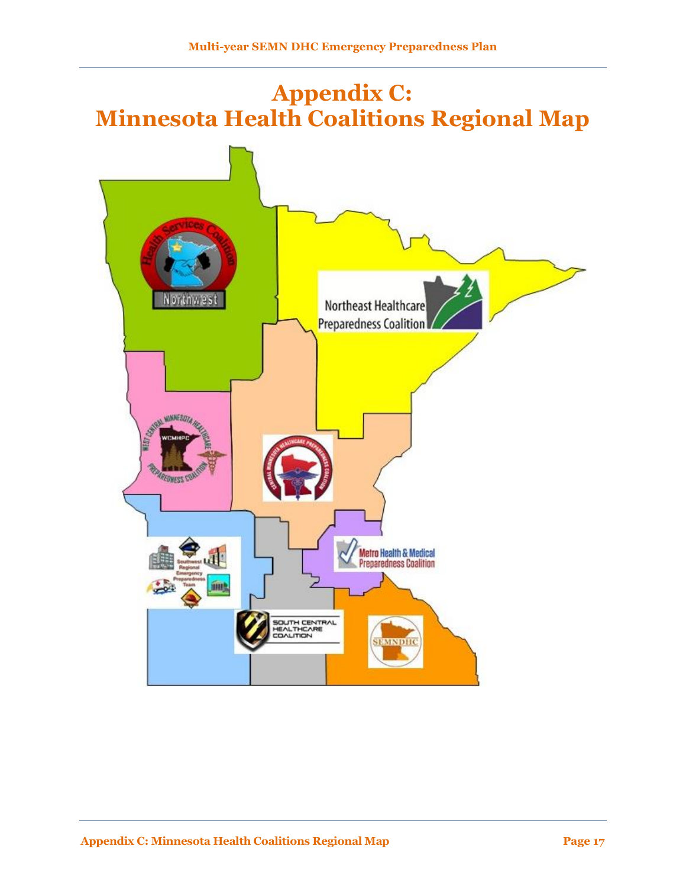# Appendix C: Minnesota Health Coalitions Regional Map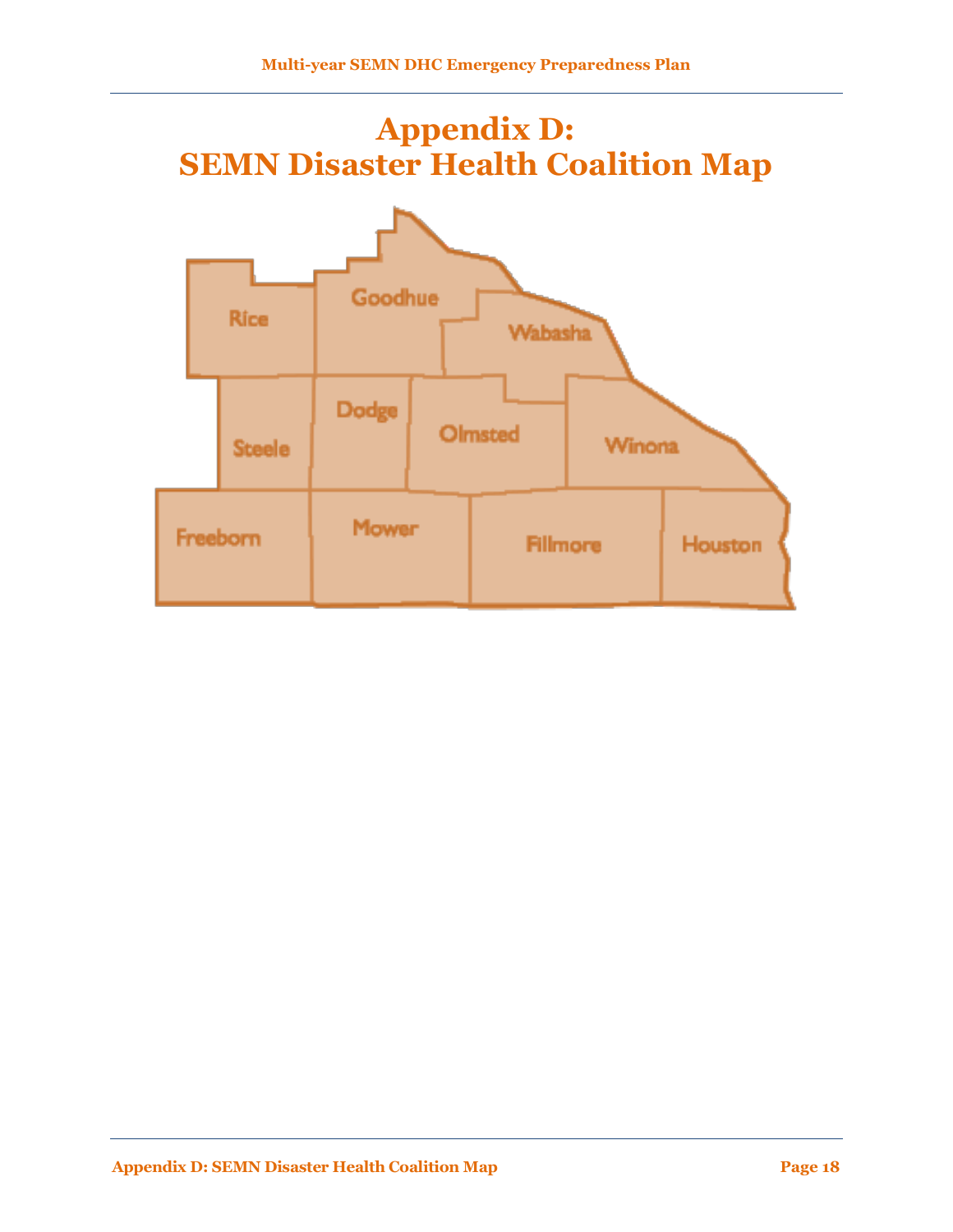# Appendix D: SEMN Disaster Health Coalition Map

Rice

Goodhue

Wabasha

Steele

Dodge

Olmsted

Winona

Freeborn

Mower

Fillmore

Houston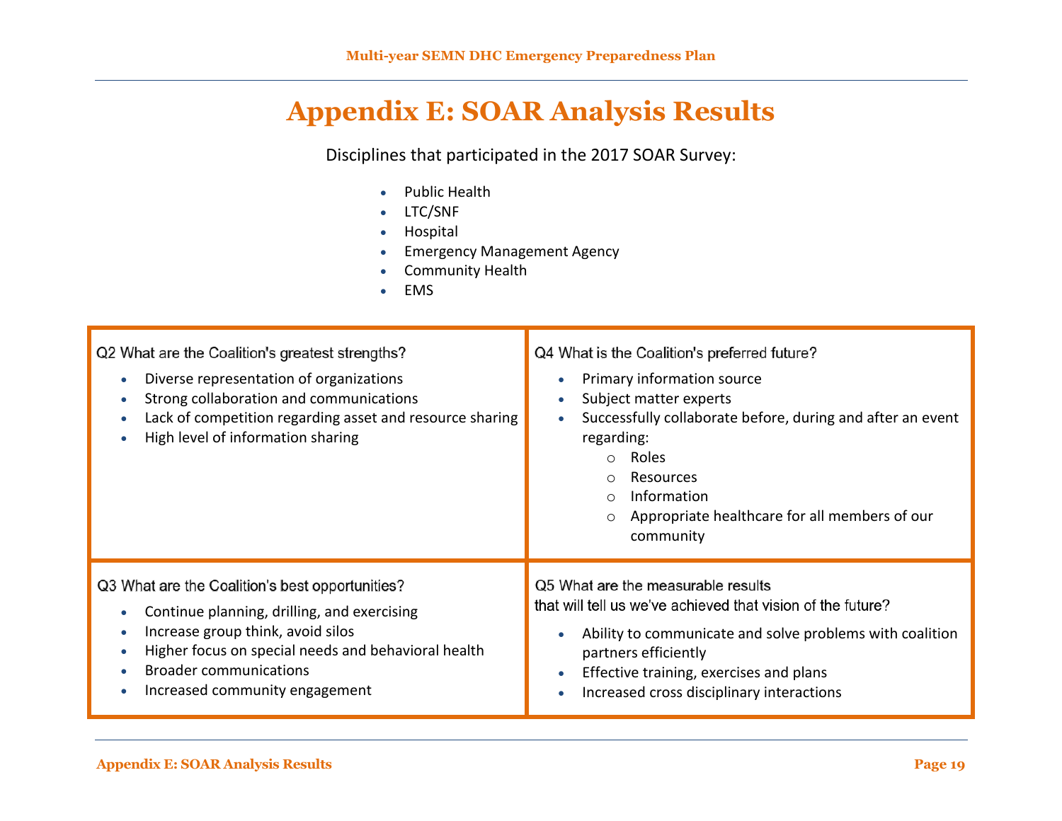# Appendix E: SOAR Analysis Results

Disciplines that participated in the 2017 SOAR Survey:

- Public Health
- LTC/SNF
- Hospital
- Emergency Management Agency
- Community Health
- EMS

| Q2 What are the Coalition's greatest strengths? | Q4 What is the Coalition's preferred future? |
| --- | --- |
| • Diverse representation of organizations<br>• Strong collaboration and communications<br>• Lack of competition regarding asset and resource sharing<br>• High level of information sharing | • Primary information source<br>• Subject matter experts<br>• Successfully collaborate before, during and after an event regarding:<br>  ○ Roles<br>  ○ Resources<br>  ○ Information<br>  ○ Appropriate healthcare for all members of our community |
| **Q3 What are the Coalition's best opportunities?** | **Q5 What are the measurable results that will tell us we've achieved that vision of the future?** |
| • Continue planning, drilling, and exercising<br>• Increase group think, avoid silos<br>• Higher focus on special needs and behavioral health<br>• Broader communications<br>• Increased community engagement | • Ability to communicate and solve problems with coalition partners efficiently<br>• Effective training, exercises and plans<br>• Increased cross disciplinary interactions |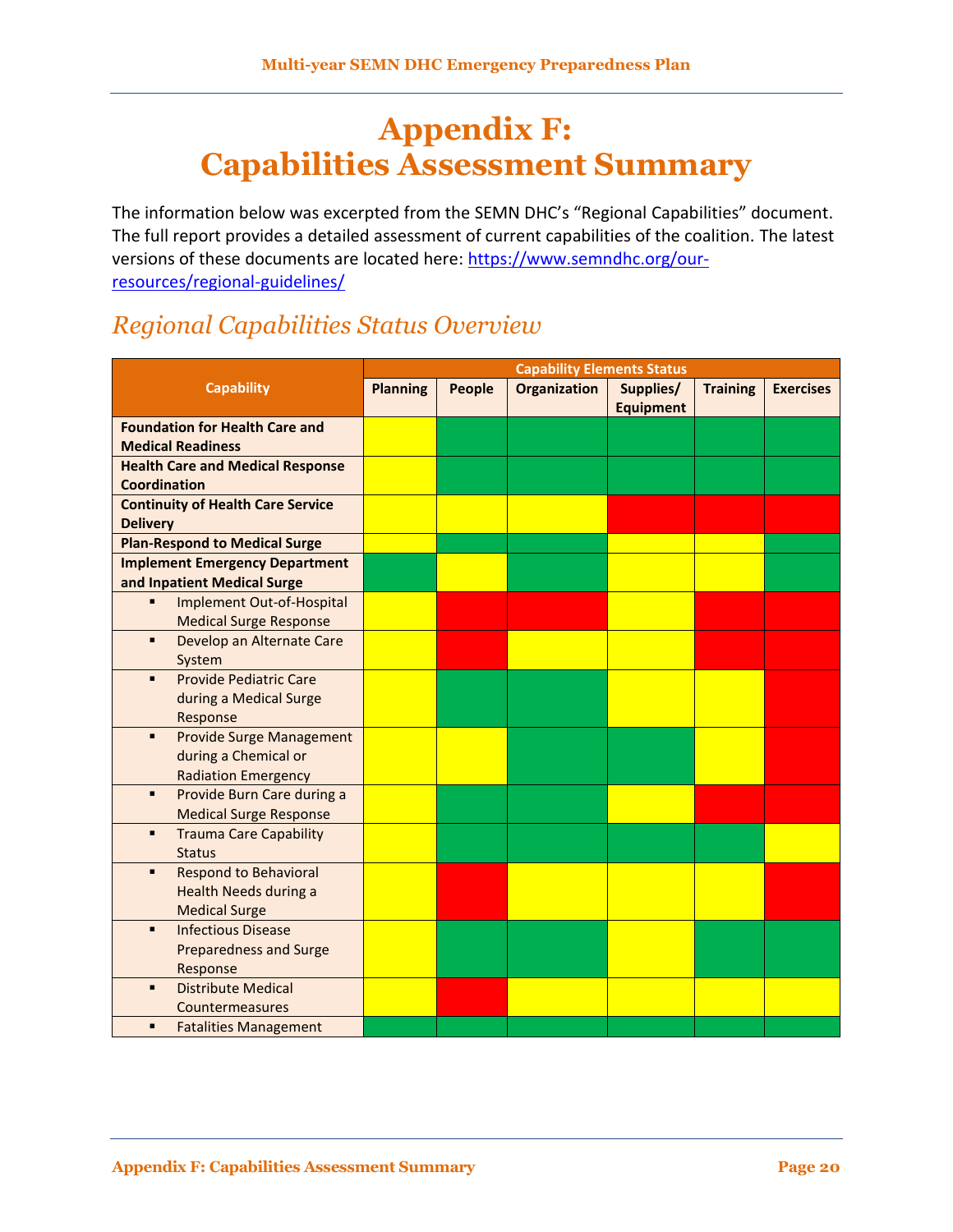# Appendix F: Capabilities Assessment Summary

The information below was excerpted from the SEMN DHC's "Regional Capabilities" document. The full report provides a detailed assessment of current capabilities of the coalition. The latest versions of these documents are located here: [https://www.semndhc.org/our-resources/regional-guidelines/](https://www.semndhc.org/our-resources/regional-guidelines/)

## *Regional Capabilities Status Overview*

Status in the table below is indicated by cell color (Green, Yellow, or Red).

| Capability | Capability Elements Status | | | | | |
|---|---|---|---|---|---|---|
| | Planning | People | Organization | Supplies/ Equipment | Training | Exercises |
| **Foundation for Health Care and Medical Readiness** | Yellow | Green | Green | Green | Green | Green |
| **Health Care and Medical Response Coordination** | Yellow | Green | Green | Green | Green | Green |
| **Continuity of Health Care Service Delivery** | Yellow | Yellow | Yellow | Red | Red | Red |
| **Plan-Respond to Medical Surge** | Yellow | Green | Green | Yellow | Yellow | Green |
| **Implement Emergency Department and Inpatient Medical Surge** | Green | Yellow | Green | Yellow | Yellow | Green |
| ▪ Implement Out-of-Hospital Medical Surge Response | Yellow | Red | Red | Yellow | Red | Red |
| ▪ Develop an Alternate Care System | Yellow | Red | Yellow | Yellow | Red | Red |
| ▪ Provide Pediatric Care during a Medical Surge Response | Yellow | Green | Green | Yellow | Yellow | Red |
| ▪ Provide Surge Management during a Chemical or Radiation Emergency | Yellow | Yellow | Green | Green | Yellow | Red |
| ▪ Provide Burn Care during a Medical Surge Response | Yellow | Green | Green | Yellow | Red | Red |
| ▪ Trauma Care Capability Status | Yellow | Green | Green | Green | Green | Yellow |
| ▪ Respond to Behavioral Health Needs during a Medical Surge | Yellow | Red | Yellow | Yellow | Yellow | Red |
| ▪ Infectious Disease Preparedness and Surge Response | Yellow | Green | Green | Yellow | Green | Green |
| ▪ Distribute Medical Countermeasures | Yellow | Red | Yellow | Yellow | Yellow | Yellow |
| ▪ Fatalities Management | Green | Green | Green | Green | Green | Green |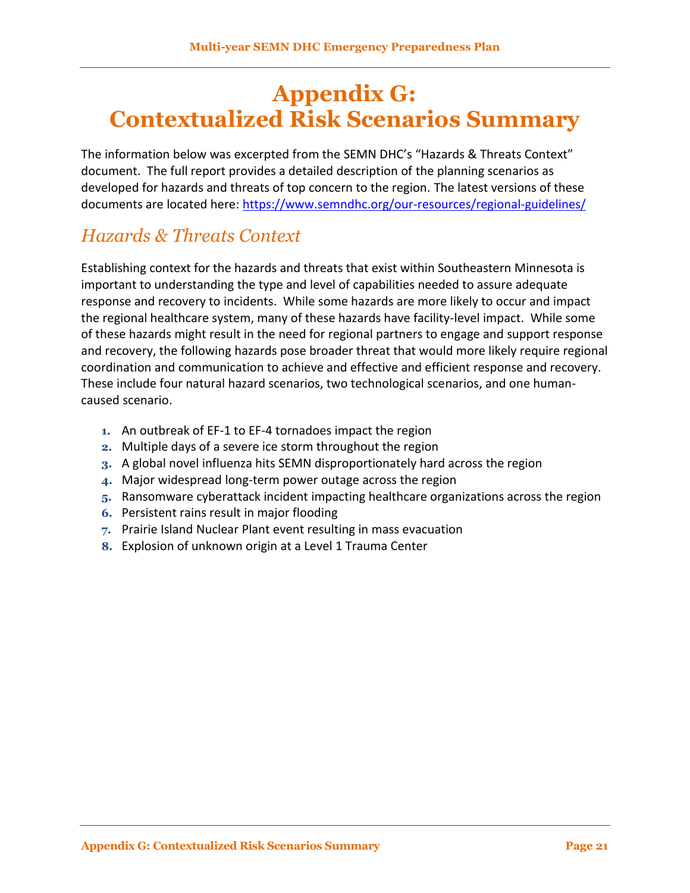# Appendix G: Contextualized Risk Scenarios Summary

The information below was excerpted from the SEMN DHC's "Hazards & Threats Context" document. The full report provides a detailed description of the planning scenarios as developed for hazards and threats of top concern to the region. The latest versions of these documents are located here: https://www.semndhc.org/our-resources/regional-guidelines/

## *Hazards & Threats Context*

Establishing context for the hazards and threats that exist within Southeastern Minnesota is important to understanding the type and level of capabilities needed to assure adequate response and recovery to incidents. While some hazards are more likely to occur and impact the regional healthcare system, many of these hazards have facility-level impact. While some of these hazards might result in the need for regional partners to engage and support response and recovery, the following hazards pose broader threat that would more likely require regional coordination and communication to achieve and effective and efficient response and recovery. These include four natural hazard scenarios, two technological scenarios, and one human-caused scenario.

1. An outbreak of EF-1 to EF-4 tornadoes impact the region
2. Multiple days of a severe ice storm throughout the region
3. A global novel influenza hits SEMN disproportionately hard across the region
4. Major widespread long-term power outage across the region
5. Ransomware cyberattack incident impacting healthcare organizations across the region
6. Persistent rains result in major flooding
7. Prairie Island Nuclear Plant event resulting in mass evacuation
8. Explosion of unknown origin at a Level 1 Trauma Center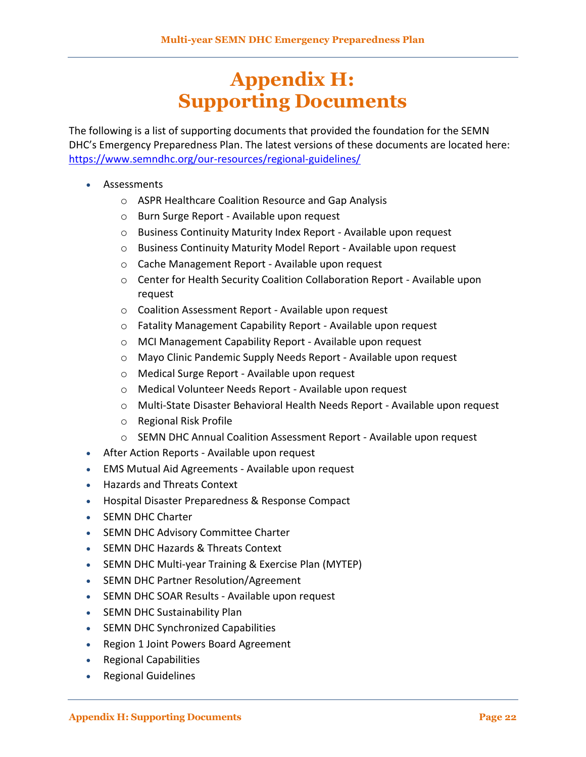# Appendix H: Supporting Documents

The following is a list of supporting documents that provided the foundation for the SEMN DHC's Emergency Preparedness Plan. The latest versions of these documents are located here: https://www.semndhc.org/our-resources/regional-guidelines/

- Assessments
  - ASPR Healthcare Coalition Resource and Gap Analysis
  - Burn Surge Report - Available upon request
  - Business Continuity Maturity Index Report - Available upon request
  - Business Continuity Maturity Model Report - Available upon request
  - Cache Management Report - Available upon request
  - Center for Health Security Coalition Collaboration Report - Available upon request
  - Coalition Assessment Report - Available upon request
  - Fatality Management Capability Report - Available upon request
  - MCI Management Capability Report - Available upon request
  - Mayo Clinic Pandemic Supply Needs Report - Available upon request
  - Medical Surge Report - Available upon request
  - Medical Volunteer Needs Report - Available upon request
  - Multi-State Disaster Behavioral Health Needs Report - Available upon request
  - Regional Risk Profile
  - SEMN DHC Annual Coalition Assessment Report - Available upon request
- After Action Reports - Available upon request
- EMS Mutual Aid Agreements - Available upon request
- Hazards and Threats Context
- Hospital Disaster Preparedness & Response Compact
- SEMN DHC Charter
- SEMN DHC Advisory Committee Charter
- SEMN DHC Hazards & Threats Context
- SEMN DHC Multi-year Training & Exercise Plan (MYTEP)
- SEMN DHC Partner Resolution/Agreement
- SEMN DHC SOAR Results - Available upon request
- SEMN DHC Sustainability Plan
- SEMN DHC Synchronized Capabilities
- Region 1 Joint Powers Board Agreement
- Regional Capabilities
- Regional Guidelines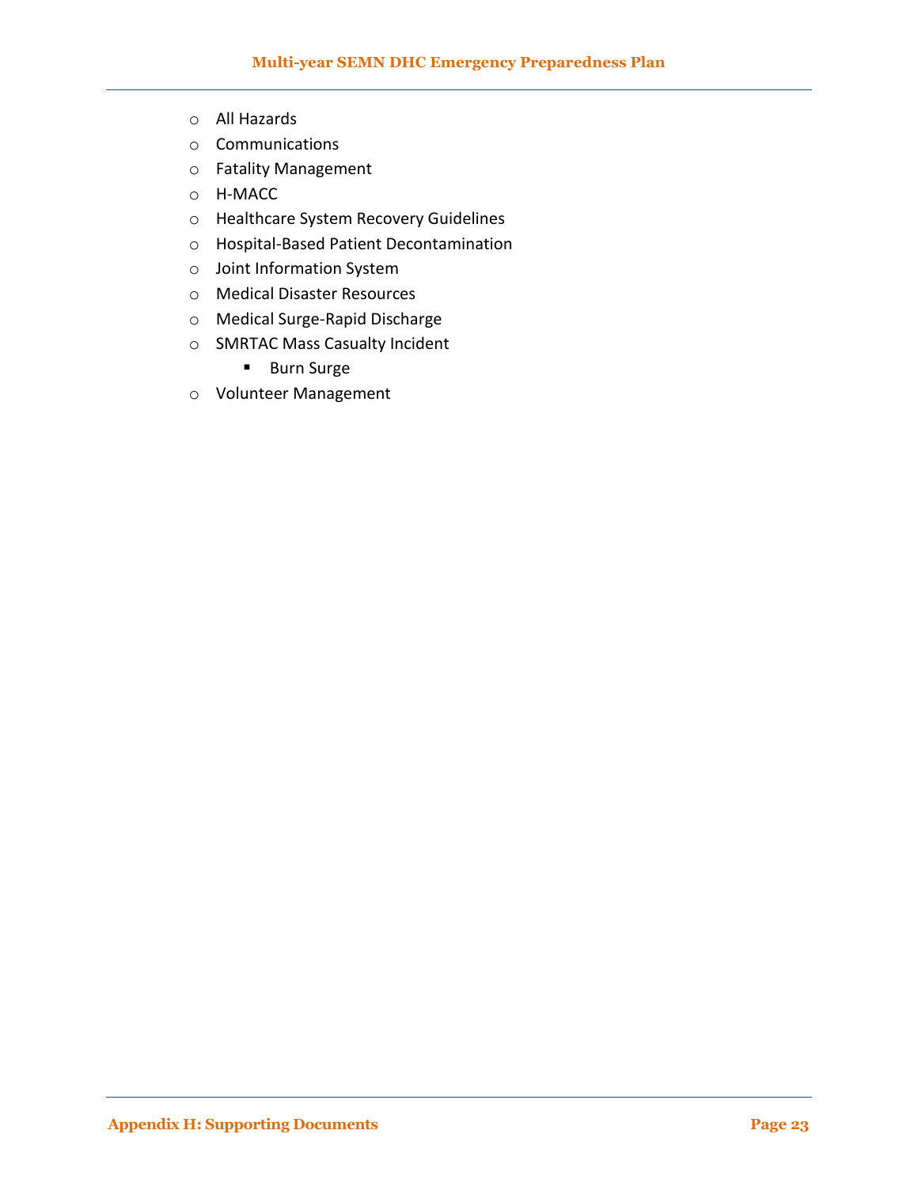- All Hazards
- Communications
- Fatality Management
- H-MACC
- Healthcare System Recovery Guidelines
- Hospital-Based Patient Decontamination
- Joint Information System
- Medical Disaster Resources
- Medical Surge-Rapid Discharge
- SMRTAC Mass Casualty Incident
  - Burn Surge
- Volunteer Management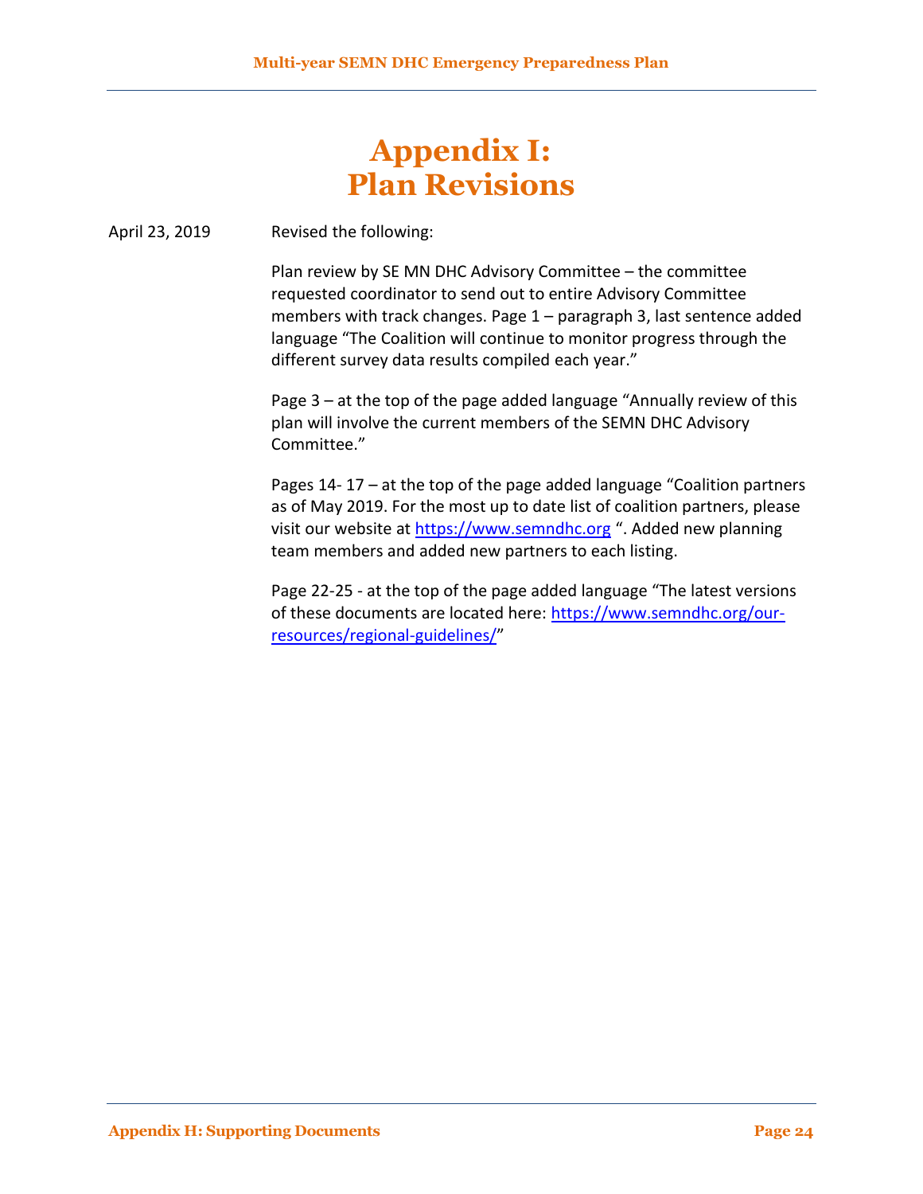# Appendix I: Plan Revisions

April 23, 2019 — Revised the following:

Plan review by SE MN DHC Advisory Committee – the committee requested coordinator to send out to entire Advisory Committee members with track changes. Page 1 – paragraph 3, last sentence added language "The Coalition will continue to monitor progress through the different survey data results compiled each year."

Page 3 – at the top of the page added language "Annually review of this plan will involve the current members of the SEMN DHC Advisory Committee."

Pages 14- 17 – at the top of the page added language "Coalition partners as of May 2019. For the most up to date list of coalition partners, please visit our website at https://www.semndhc.org ". Added new planning team members and added new partners to each listing.

Page 22-25 - at the top of the page added language "The latest versions of these documents are located here: https://www.semndhc.org/our-resources/regional-guidelines/"